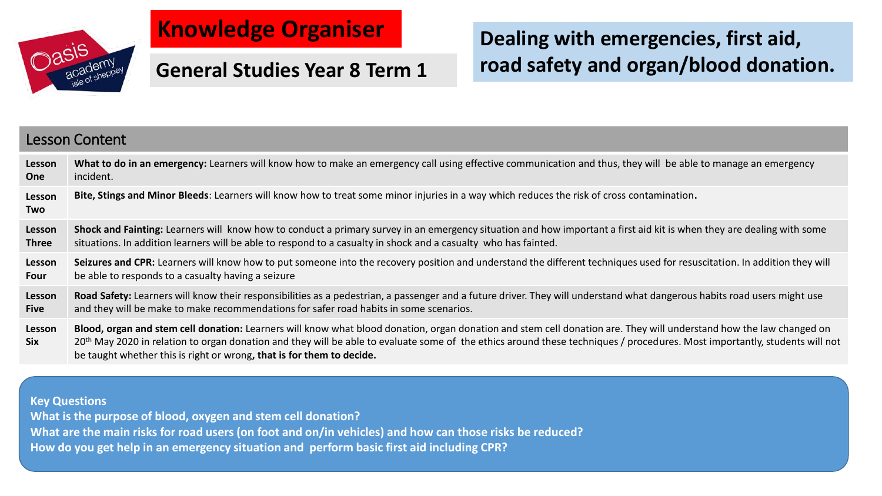# Knowledge Organiser

## General Studies Year 8 Term 1

## Dealing with emergencies, first aid, road safety and organ/blood donation.

### Lesson Content

| | |
|---|---|
| **Lesson One** | **What to do in an emergency:** Learners will know how to make an emergency call using effective communication and thus, they will be able to manage an emergency incident. |
| **Lesson Two** | **Bite, Stings and Minor Bleeds**: Learners will know how to treat some minor injuries in a way which reduces the risk of cross contamination**.** |
| **Lesson Three** | **Shock and Fainting:** Learners will know how to conduct a primary survey in an emergency situation and how important a first aid kit is when they are dealing with some situations. In addition learners will be able to respond to a casualty in shock and a casualty who has fainted. |
| **Lesson Four** | **Seizures and CPR:** Learners will know how to put someone into the recovery position and understand the different techniques used for resuscitation. In addition they will be able to responds to a casualty having a seizure |
| **Lesson Five** | **Road Safety:** Learners will know their responsibilities as a pedestrian, a passenger and a future driver. They will understand what dangerous habits road users might use and they will be make to make recommendations for safer road habits in some scenarios. |
| **Lesson Six** | **Blood, organ and stem cell donation:** Learners will know what blood donation, organ donation and stem cell donation are. They will understand how the law changed on 20th May 2020 in relation to organ donation and they will be able to evaluate some of the ethics around these techniques / procedures. Most importantly, students will not be taught whether this is right or wrong**, that is for them to decide.** |

**Key Questions**

**What is the purpose of blood, oxygen and stem cell donation?**

**What are the main risks for road users (on foot and on/in vehicles) and how can those risks be reduced?**

**How do you get help in an emergency situation and perform basic first aid including CPR?**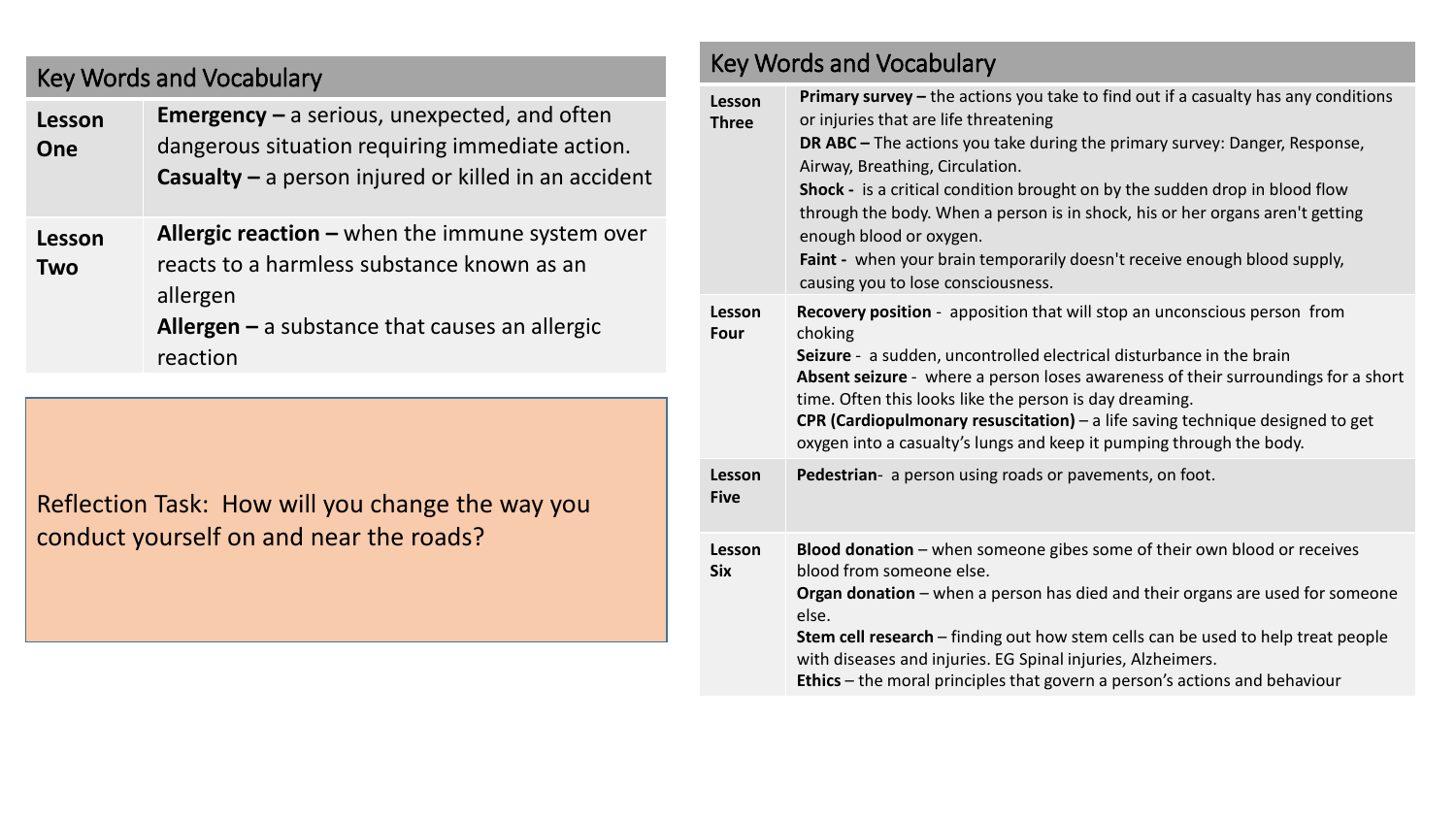## Key Words and Vocabulary

| | |
|---|---|
| **Lesson One** | **Emergency –** a serious, unexpected, and often dangerous situation requiring immediate action. **Casualty –** a person injured or killed in an accident |
| **Lesson Two** | **Allergic reaction –** when the immune system over reacts to a harmless substance known as an allergen **Allergen –** a substance that causes an allergic reaction |

Reflection Task: How will you change the way you conduct yourself on and near the roads?

## Key Words and Vocabulary

| | |
|---|---|
| **Lesson Three** | **Primary survey –** the actions you take to find out if a casualty has any conditions or injuries that are life threatening<br>**DR ABC –** The actions you take during the primary survey: Danger, Response, Airway, Breathing, Circulation.<br>**Shock -** is a critical condition brought on by the sudden drop in blood flow through the body. When a person is in shock, his or her organs aren't getting enough blood or oxygen.<br>**Faint -** when your brain temporarily doesn't receive enough blood supply, causing you to lose consciousness. |
| **Lesson Four** | **Recovery position** - apposition that will stop an unconscious person from choking<br>**Seizure** - a sudden, uncontrolled electrical disturbance in the brain<br>**Absent seizure** - where a person loses awareness of their surroundings for a short time. Often this looks like the person is day dreaming.<br>**CPR (Cardiopulmonary resuscitation)** – a life saving technique designed to get oxygen into a casualty's lungs and keep it pumping through the body. |
| **Lesson Five** | **Pedestrian**- a person using roads or pavements, on foot. |
| **Lesson Six** | **Blood donation** – when someone gibes some of their own blood or receives blood from someone else.<br>**Organ donation** – when a person has died and their organs are used for someone else.<br>**Stem cell research** – finding out how stem cells can be used to help treat people with diseases and injuries. EG Spinal injuries, Alzheimers.<br>**Ethics** – the moral principles that govern a person's actions and behaviour |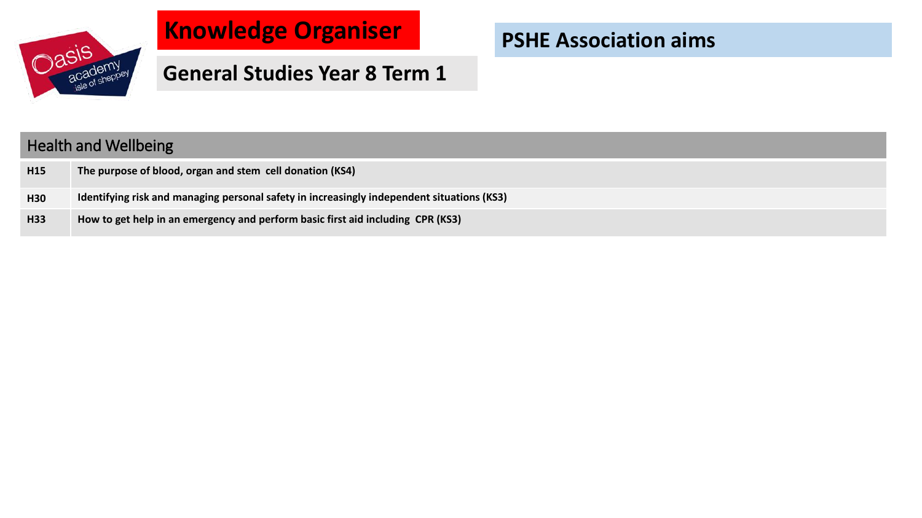# Knowledge Organiser

## General Studies Year 8 Term 1

## PSHE Association aims

| Health and Wellbeing | |
| --- | --- |
| **H15** | **The purpose of blood, organ and stem cell donation (KS4)** |
| **H30** | **Identifying risk and managing personal safety in increasingly independent situations (KS3)** |
| **H33** | **How to get help in an emergency and perform basic first aid including CPR (KS3)** |